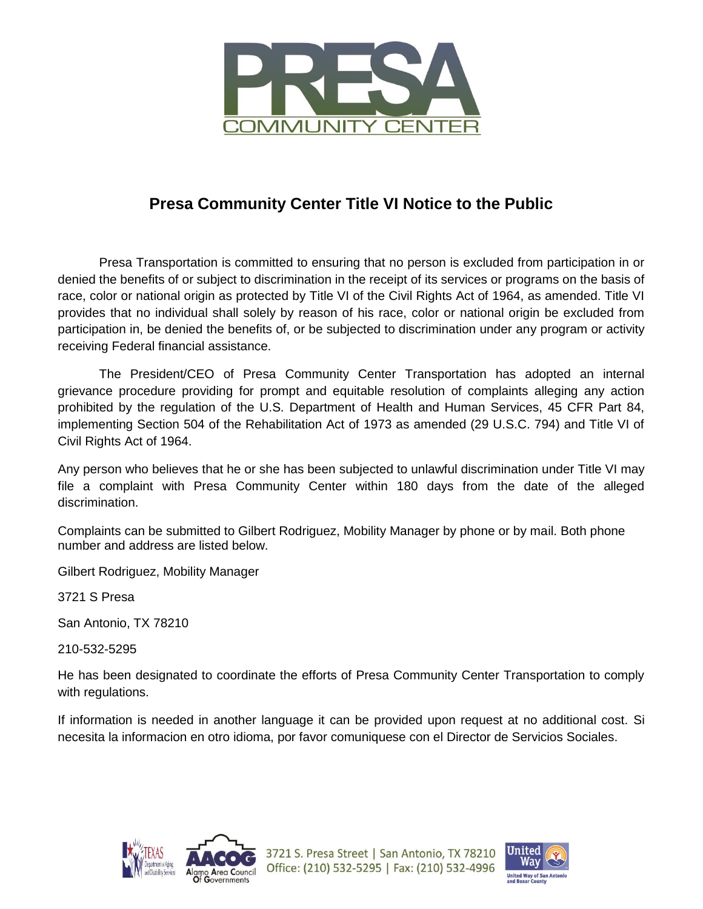# Presa Community Center Title VI Notice to the Public

Presa Transportation is committed to ensuring that no person is excluded from participation in or denied the benefits of or subject to discrimination in the receipt of its services or programs on the basis of race, color or national origin as protected by Title VI of the Civil Rights Act of 1964, as amended. Title VI provides that no individual shall solely by reason of his race, color or national origin be excluded from participation in, be denied the benefits of, or be subjected to discrimination under any program or activity receiving Federal financial assistance.

The President/CEO of Presa Community Center Transportation has adopted an internal grievance procedure providing for prompt and equitable resolution of complaints alleging any action prohibited by the regulation of the U.S. Department of Health and Human Services, 45 CFR Part 84, implementing Section 504 of the Rehabilitation Act of 1973 as amended (29 U.S.C. 794) and Title VI of Civil Rights Act of 1964.

Any person who believes that he or she has been subjected to unlawful discrimination under Title VI may file a complaint with Presa Community Center within 180 days from the date of the alleged discrimination.

Complaints can be submitted to Gilbert Rodriguez, Mobility Manager by phone or by mail. Both phone number and address are listed below.

Gilbert Rodriguez, Mobility Manager

3721 S Presa

San Antonio, TX 78210

210-532-5295

He has been designated to coordinate the efforts of Presa Community Center Transportation to comply with regulations.

If information is needed in another language it can be provided upon request at no additional cost. Si necesita la informacion en otro idioma, por favor comuniquese con el Director de Servicios Sociales.

3721 S. Presa Street | San Antonio, TX 78210
Office: (210) 532-5295 | Fax: (210) 532-4996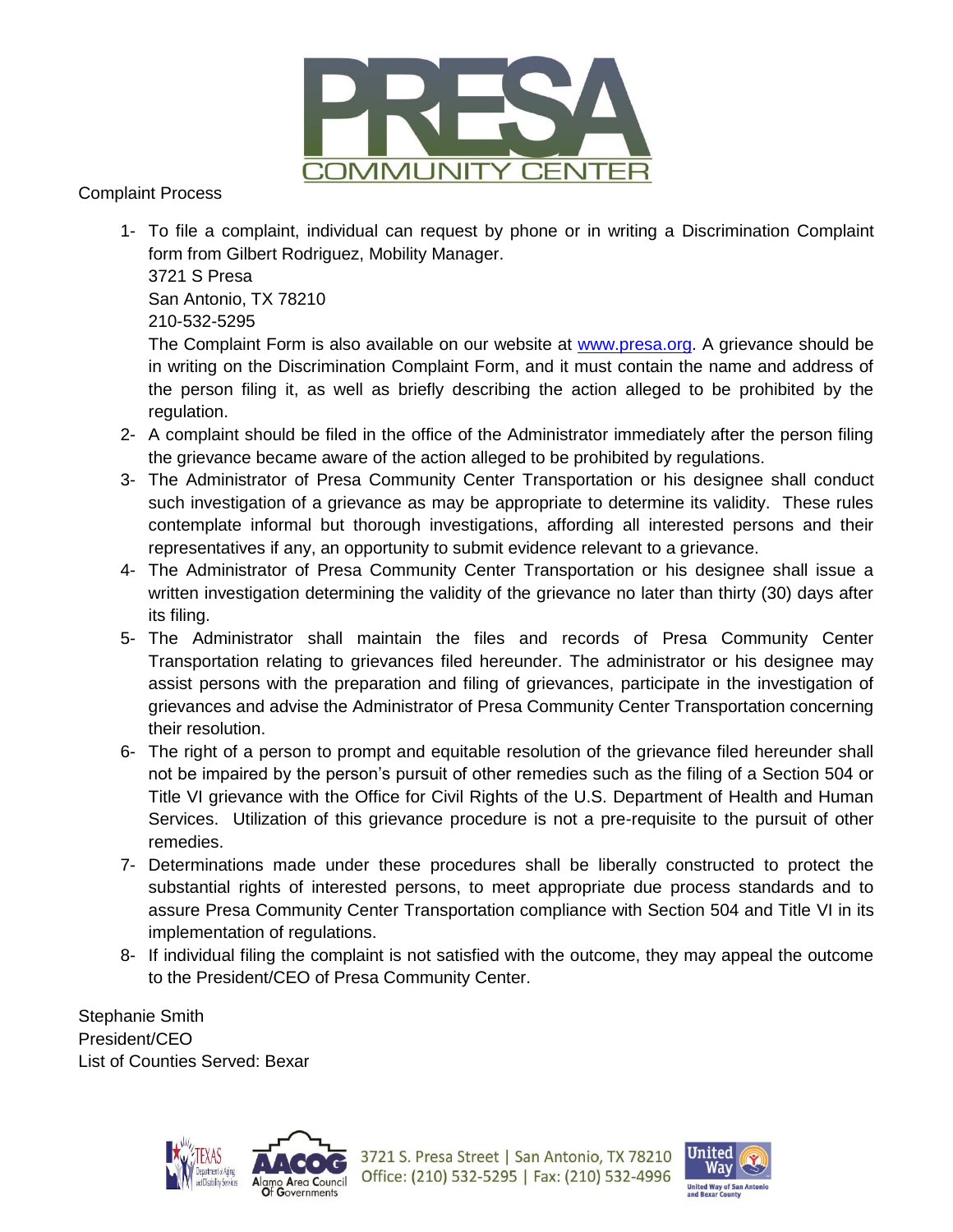# PRESA COMMUNITY CENTER

Complaint Process

1. To file a complaint, individual can request by phone or in writing a Discrimination Complaint form from Gilbert Rodriguez, Mobility Manager.
   3721 S Presa
   San Antonio, TX 78210
   210-532-5295
   The Complaint Form is also available on our website at www.presa.org. A grievance should be in writing on the Discrimination Complaint Form, and it must contain the name and address of the person filing it, as well as briefly describing the action alleged to be prohibited by the regulation.
2. A complaint should be filed in the office of the Administrator immediately after the person filing the grievance became aware of the action alleged to be prohibited by regulations.
3. The Administrator of Presa Community Center Transportation or his designee shall conduct such investigation of a grievance as may be appropriate to determine its validity. These rules contemplate informal but thorough investigations, affording all interested persons and their representatives if any, an opportunity to submit evidence relevant to a grievance.
4. The Administrator of Presa Community Center Transportation or his designee shall issue a written investigation determining the validity of the grievance no later than thirty (30) days after its filing.
5. The Administrator shall maintain the files and records of Presa Community Center Transportation relating to grievances filed hereunder. The administrator or his designee may assist persons with the preparation and filing of grievances, participate in the investigation of grievances and advise the Administrator of Presa Community Center Transportation concerning their resolution.
6. The right of a person to prompt and equitable resolution of the grievance filed hereunder shall not be impaired by the person's pursuit of other remedies such as the filing of a Section 504 or Title VI grievance with the Office for Civil Rights of the U.S. Department of Health and Human Services. Utilization of this grievance procedure is not a pre-requisite to the pursuit of other remedies.
7. Determinations made under these procedures shall be liberally constructed to protect the substantial rights of interested persons, to meet appropriate due process standards and to assure Presa Community Center Transportation compliance with Section 504 and Title VI in its implementation of regulations.
8. If individual filing the complaint is not satisfied with the outcome, they may appeal the outcome to the President/CEO of Presa Community Center.

Stephanie Smith
President/CEO
List of Counties Served: Bexar

3721 S. Presa Street | San Antonio, TX 78210
Office: (210) 532-5295 | Fax: (210) 532-4996